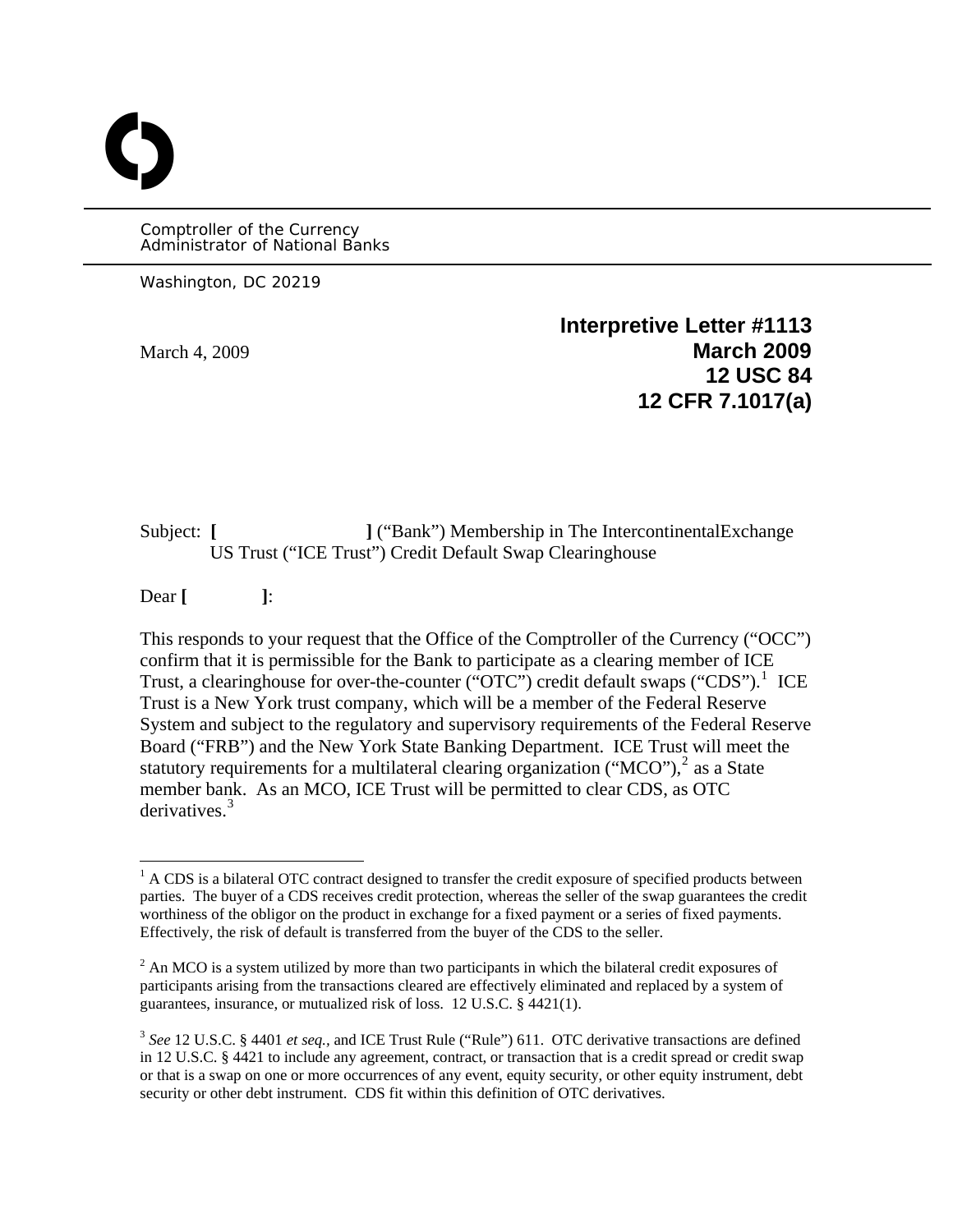Comptroller of the Currency
Administrator of National Banks

Washington, DC 20219

**Interpretive Letter #1113**
**March 2009**
**12 USC 84**
**12 CFR 7.1017(a)**

March 4, 2009

Subject: **[ ]** ("Bank") Membership in The IntercontinentalExchange US Trust ("ICE Trust") Credit Default Swap Clearinghouse

Dear **[ ]**:

This responds to your request that the Office of the Comptroller of the Currency ("OCC") confirm that it is permissible for the Bank to participate as a clearing member of ICE Trust, a clearinghouse for over-the-counter ("OTC") credit default swaps ("CDS").[1] ICE Trust is a New York trust company, which will be a member of the Federal Reserve System and subject to the regulatory and supervisory requirements of the Federal Reserve Board ("FRB") and the New York State Banking Department. ICE Trust will meet the statutory requirements for a multilateral clearing organization ("MCO"),[2] as a State member bank. As an MCO, ICE Trust will be permitted to clear CDS, as OTC derivatives.[3]

[1] A CDS is a bilateral OTC contract designed to transfer the credit exposure of specified products between parties. The buyer of a CDS receives credit protection, whereas the seller of the swap guarantees the credit worthiness of the obligor on the product in exchange for a fixed payment or a series of fixed payments. Effectively, the risk of default is transferred from the buyer of the CDS to the seller.

[2] An MCO is a system utilized by more than two participants in which the bilateral credit exposures of participants arising from the transactions cleared are effectively eliminated and replaced by a system of guarantees, insurance, or mutualized risk of loss. 12 U.S.C. § 4421(1).

[3] *See* 12 U.S.C. § 4401 *et seq.,* and ICE Trust Rule ("Rule") 611. OTC derivative transactions are defined in 12 U.S.C. § 4421 to include any agreement, contract, or transaction that is a credit spread or credit swap or that is a swap on one or more occurrences of any event, equity security, or other equity instrument, debt security or other debt instrument. CDS fit within this definition of OTC derivatives.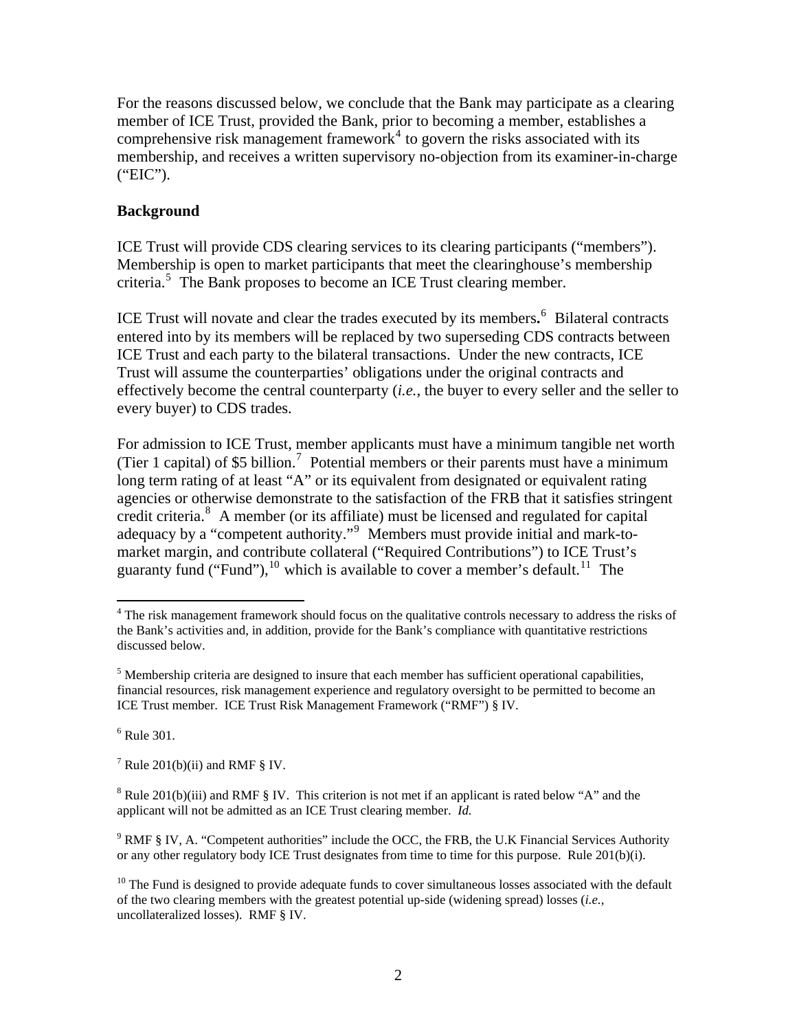For the reasons discussed below, we conclude that the Bank may participate as a clearing member of ICE Trust, provided the Bank, prior to becoming a member, establishes a comprehensive risk management framework[4] to govern the risks associated with its membership, and receives a written supervisory no-objection from its examiner-in-charge ("EIC").

**Background**

ICE Trust will provide CDS clearing services to its clearing participants ("members"). Membership is open to market participants that meet the clearinghouse's membership criteria.[5] The Bank proposes to become an ICE Trust clearing member.

ICE Trust will novate and clear the trades executed by its members**.**[6] Bilateral contracts entered into by its members will be replaced by two superseding CDS contracts between ICE Trust and each party to the bilateral transactions. Under the new contracts, ICE Trust will assume the counterparties' obligations under the original contracts and effectively become the central counterparty (*i.e.,* the buyer to every seller and the seller to every buyer) to CDS trades.

For admission to ICE Trust, member applicants must have a minimum tangible net worth (Tier 1 capital) of $5 billion.[7] Potential members or their parents must have a minimum long term rating of at least "A" or its equivalent from designated or equivalent rating agencies or otherwise demonstrate to the satisfaction of the FRB that it satisfies stringent credit criteria.[8] A member (or its affiliate) must be licensed and regulated for capital adequacy by a "competent authority."[9] Members must provide initial and mark-to-market margin, and contribute collateral ("Required Contributions") to ICE Trust's guaranty fund ("Fund"),[10] which is available to cover a member's default.[11] The

---

[4] The risk management framework should focus on the qualitative controls necessary to address the risks of the Bank's activities and, in addition, provide for the Bank's compliance with quantitative restrictions discussed below.

[5] Membership criteria are designed to insure that each member has sufficient operational capabilities, financial resources, risk management experience and regulatory oversight to be permitted to become an ICE Trust member. ICE Trust Risk Management Framework ("RMF") § IV.

[6] Rule 301.

[7] Rule 201(b)(ii) and RMF § IV.

[8] Rule 201(b)(iii) and RMF § IV. This criterion is not met if an applicant is rated below "A" and the applicant will not be admitted as an ICE Trust clearing member. *Id.*

[9] RMF § IV, A. "Competent authorities" include the OCC, the FRB, the U.K Financial Services Authority or any other regulatory body ICE Trust designates from time to time for this purpose. Rule 201(b)(i).

[10] The Fund is designed to provide adequate funds to cover simultaneous losses associated with the default of the two clearing members with the greatest potential up-side (widening spread) losses (*i.e.,* uncollateralized losses). RMF § IV.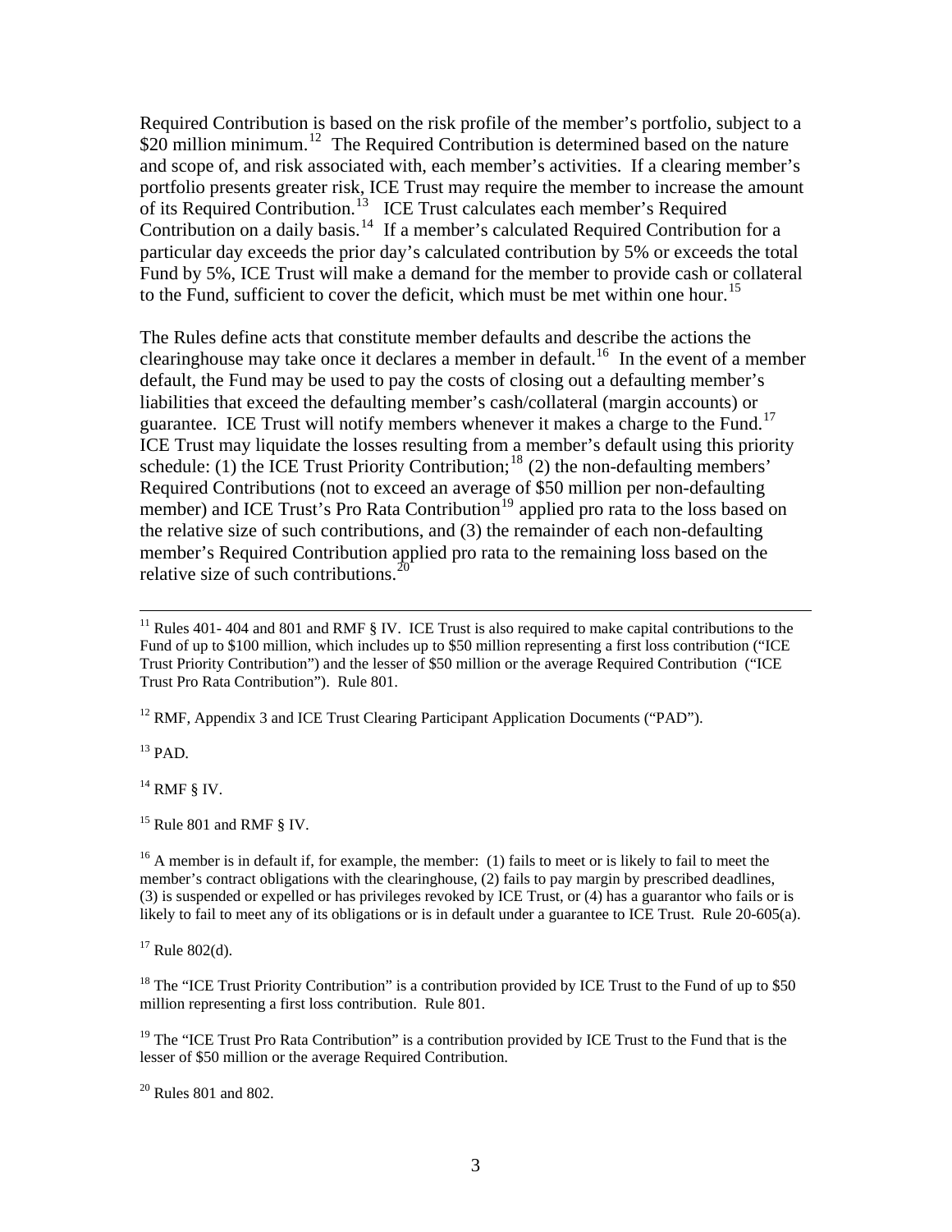Required Contribution is based on the risk profile of the member's portfolio, subject to a $20 million minimum.[12] The Required Contribution is determined based on the nature and scope of, and risk associated with, each member's activities. If a clearing member's portfolio presents greater risk, ICE Trust may require the member to increase the amount of its Required Contribution.[13] ICE Trust calculates each member's Required Contribution on a daily basis.[14] If a member's calculated Required Contribution for a particular day exceeds the prior day's calculated contribution by 5% or exceeds the total Fund by 5%, ICE Trust will make a demand for the member to provide cash or collateral to the Fund, sufficient to cover the deficit, which must be met within one hour.[15]

The Rules define acts that constitute member defaults and describe the actions the clearinghouse may take once it declares a member in default.[16] In the event of a member default, the Fund may be used to pay the costs of closing out a defaulting member's liabilities that exceed the defaulting member's cash/collateral (margin accounts) or guarantee. ICE Trust will notify members whenever it makes a charge to the Fund.[17] ICE Trust may liquidate the losses resulting from a member's default using this priority schedule: (1) the ICE Trust Priority Contribution;[18] (2) the non-defaulting members' Required Contributions (not to exceed an average of $50 million per non-defaulting member) and ICE Trust's Pro Rata Contribution[19] applied pro rata to the loss based on the relative size of such contributions, and (3) the remainder of each non-defaulting member's Required Contribution applied pro rata to the remaining loss based on the relative size of such contributions.[20]

---

[11] Rules 401- 404 and 801 and RMF § IV. ICE Trust is also required to make capital contributions to the Fund of up to $100 million, which includes up to $50 million representing a first loss contribution ("ICE Trust Priority Contribution") and the lesser of $50 million or the average Required Contribution ("ICE Trust Pro Rata Contribution"). Rule 801.

[12] RMF, Appendix 3 and ICE Trust Clearing Participant Application Documents ("PAD").

[13] PAD.

[14] RMF § IV.

[15] Rule 801 and RMF § IV.

[16] A member is in default if, for example, the member: (1) fails to meet or is likely to fail to meet the member's contract obligations with the clearinghouse, (2) fails to pay margin by prescribed deadlines, (3) is suspended or expelled or has privileges revoked by ICE Trust, or (4) has a guarantor who fails or is likely to fail to meet any of its obligations or is in default under a guarantee to ICE Trust. Rule 20-605(a).

[17] Rule 802(d).

[18] The "ICE Trust Priority Contribution" is a contribution provided by ICE Trust to the Fund of up to $50 million representing a first loss contribution. Rule 801.

[19] The "ICE Trust Pro Rata Contribution" is a contribution provided by ICE Trust to the Fund that is the lesser of $50 million or the average Required Contribution.

[20] Rules 801 and 802.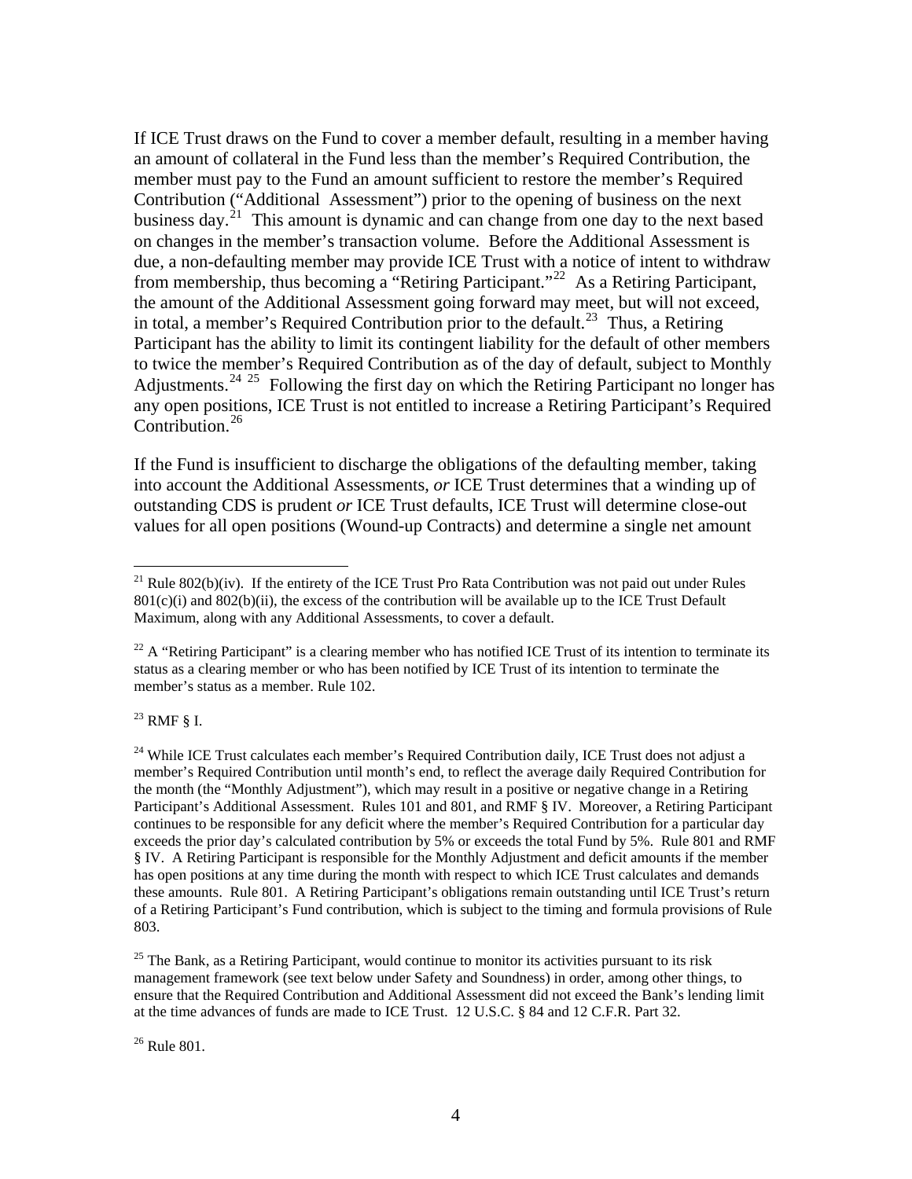If ICE Trust draws on the Fund to cover a member default, resulting in a member having an amount of collateral in the Fund less than the member's Required Contribution, the member must pay to the Fund an amount sufficient to restore the member's Required Contribution ("Additional Assessment") prior to the opening of business on the next business day.[21] This amount is dynamic and can change from one day to the next based on changes in the member's transaction volume. Before the Additional Assessment is due, a non-defaulting member may provide ICE Trust with a notice of intent to withdraw from membership, thus becoming a "Retiring Participant."[22] As a Retiring Participant, the amount of the Additional Assessment going forward may meet, but will not exceed, in total, a member's Required Contribution prior to the default.[23] Thus, a Retiring Participant has the ability to limit its contingent liability for the default of other members to twice the member's Required Contribution as of the day of default, subject to Monthly Adjustments.[24] [25] Following the first day on which the Retiring Participant no longer has any open positions, ICE Trust is not entitled to increase a Retiring Participant's Required Contribution.[26]

If the Fund is insufficient to discharge the obligations of the defaulting member, taking into account the Additional Assessments, *or* ICE Trust determines that a winding up of outstanding CDS is prudent *or* ICE Trust defaults, ICE Trust will determine close-out values for all open positions (Wound-up Contracts) and determine a single net amount

---

[21] Rule 802(b)(iv). If the entirety of the ICE Trust Pro Rata Contribution was not paid out under Rules 801(c)(i) and 802(b)(ii), the excess of the contribution will be available up to the ICE Trust Default Maximum, along with any Additional Assessments, to cover a default.

[22] A "Retiring Participant" is a clearing member who has notified ICE Trust of its intention to terminate its status as a clearing member or who has been notified by ICE Trust of its intention to terminate the member's status as a member. Rule 102.

[23] RMF § I.

[24] While ICE Trust calculates each member's Required Contribution daily, ICE Trust does not adjust a member's Required Contribution until month's end, to reflect the average daily Required Contribution for the month (the "Monthly Adjustment"), which may result in a positive or negative change in a Retiring Participant's Additional Assessment. Rules 101 and 801, and RMF § IV. Moreover, a Retiring Participant continues to be responsible for any deficit where the member's Required Contribution for a particular day exceeds the prior day's calculated contribution by 5% or exceeds the total Fund by 5%. Rule 801 and RMF § IV. A Retiring Participant is responsible for the Monthly Adjustment and deficit amounts if the member has open positions at any time during the month with respect to which ICE Trust calculates and demands these amounts. Rule 801. A Retiring Participant's obligations remain outstanding until ICE Trust's return of a Retiring Participant's Fund contribution, which is subject to the timing and formula provisions of Rule 803.

[25] The Bank, as a Retiring Participant, would continue to monitor its activities pursuant to its risk management framework (see text below under Safety and Soundness) in order, among other things, to ensure that the Required Contribution and Additional Assessment did not exceed the Bank's lending limit at the time advances of funds are made to ICE Trust. 12 U.S.C. § 84 and 12 C.F.R. Part 32.

[26] Rule 801.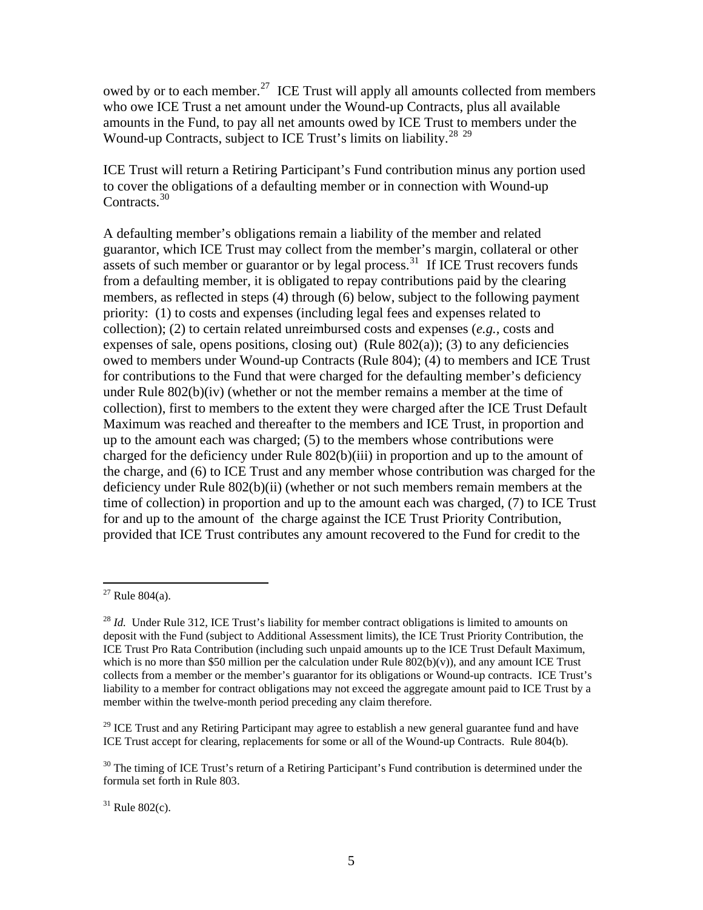owed by or to each member.[27] ICE Trust will apply all amounts collected from members who owe ICE Trust a net amount under the Wound-up Contracts, plus all available amounts in the Fund, to pay all net amounts owed by ICE Trust to members under the Wound-up Contracts, subject to ICE Trust's limits on liability.[28] [29]

ICE Trust will return a Retiring Participant's Fund contribution minus any portion used to cover the obligations of a defaulting member or in connection with Wound-up Contracts.[30]

A defaulting member's obligations remain a liability of the member and related guarantor, which ICE Trust may collect from the member's margin, collateral or other assets of such member or guarantor or by legal process.[31] If ICE Trust recovers funds from a defaulting member, it is obligated to repay contributions paid by the clearing members, as reflected in steps (4) through (6) below, subject to the following payment priority: (1) to costs and expenses (including legal fees and expenses related to collection); (2) to certain related unreimbursed costs and expenses (*e.g.,* costs and expenses of sale, opens positions, closing out) (Rule 802(a)); (3) to any deficiencies owed to members under Wound-up Contracts (Rule 804); (4) to members and ICE Trust for contributions to the Fund that were charged for the defaulting member's deficiency under Rule 802(b)(iv) (whether or not the member remains a member at the time of collection), first to members to the extent they were charged after the ICE Trust Default Maximum was reached and thereafter to the members and ICE Trust, in proportion and up to the amount each was charged; (5) to the members whose contributions were charged for the deficiency under Rule 802(b)(iii) in proportion and up to the amount of the charge, and (6) to ICE Trust and any member whose contribution was charged for the deficiency under Rule 802(b)(ii) (whether or not such members remain members at the time of collection) in proportion and up to the amount each was charged, (7) to ICE Trust for and up to the amount of the charge against the ICE Trust Priority Contribution, provided that ICE Trust contributes any amount recovered to the Fund for credit to the

---

[27] Rule 804(a).

[28] *Id.* Under Rule 312, ICE Trust's liability for member contract obligations is limited to amounts on deposit with the Fund (subject to Additional Assessment limits), the ICE Trust Priority Contribution, the ICE Trust Pro Rata Contribution (including such unpaid amounts up to the ICE Trust Default Maximum, which is no more than $50 million per the calculation under Rule 802(b)(v)), and any amount ICE Trust collects from a member or the member's guarantor for its obligations or Wound-up contracts. ICE Trust's liability to a member for contract obligations may not exceed the aggregate amount paid to ICE Trust by a member within the twelve-month period preceding any claim therefore.

[29] ICE Trust and any Retiring Participant may agree to establish a new general guarantee fund and have ICE Trust accept for clearing, replacements for some or all of the Wound-up Contracts. Rule 804(b).

[30] The timing of ICE Trust's return of a Retiring Participant's Fund contribution is determined under the formula set forth in Rule 803.

[31] Rule 802(c).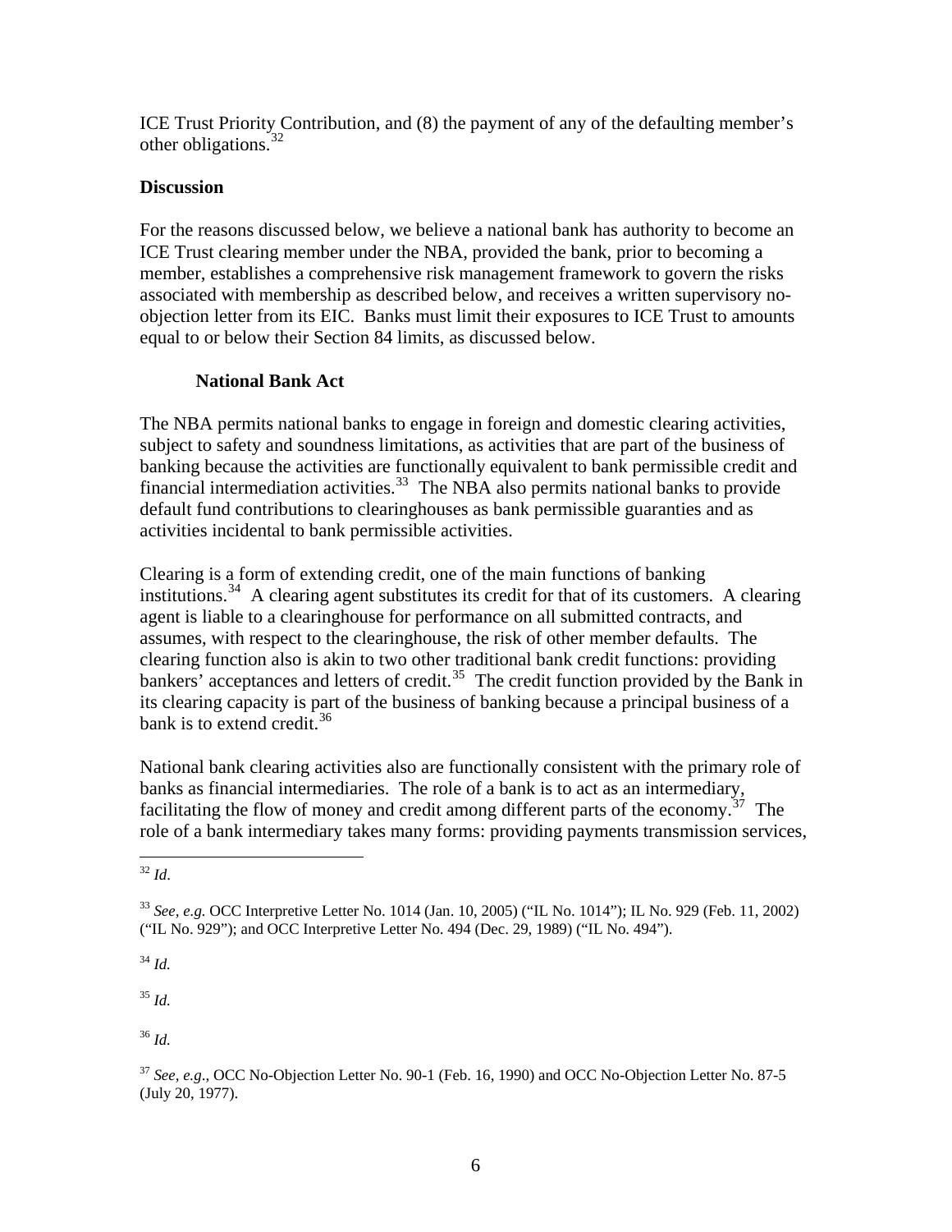ICE Trust Priority Contribution, and (8) the payment of any of the defaulting member's other obligations.[32]

## Discussion

For the reasons discussed below, we believe a national bank has authority to become an ICE Trust clearing member under the NBA, provided the bank, prior to becoming a member, establishes a comprehensive risk management framework to govern the risks associated with membership as described below, and receives a written supervisory no-objection letter from its EIC. Banks must limit their exposures to ICE Trust to amounts equal to or below their Section 84 limits, as discussed below.

### National Bank Act

The NBA permits national banks to engage in foreign and domestic clearing activities, subject to safety and soundness limitations, as activities that are part of the business of banking because the activities are functionally equivalent to bank permissible credit and financial intermediation activities.[33] The NBA also permits national banks to provide default fund contributions to clearinghouses as bank permissible guaranties and as activities incidental to bank permissible activities.

Clearing is a form of extending credit, one of the main functions of banking institutions.[34] A clearing agent substitutes its credit for that of its customers. A clearing agent is liable to a clearinghouse for performance on all submitted contracts, and assumes, with respect to the clearinghouse, the risk of other member defaults. The clearing function also is akin to two other traditional bank credit functions: providing bankers' acceptances and letters of credit.[35] The credit function provided by the Bank in its clearing capacity is part of the business of banking because a principal business of a bank is to extend credit.[36]

National bank clearing activities also are functionally consistent with the primary role of banks as financial intermediaries. The role of a bank is to act as an intermediary, facilitating the flow of money and credit among different parts of the economy.[37] The role of a bank intermediary takes many forms: providing payments transmission services,

---

[32] *Id*.

[33] *See, e.g.* OCC Interpretive Letter No. 1014 (Jan. 10, 2005) ("IL No. 1014"); IL No. 929 (Feb. 11, 2002) ("IL No. 929"); and OCC Interpretive Letter No. 494 (Dec. 29, 1989) ("IL No. 494").

[34] *Id.*

[35] *Id.*

[36] *Id.*

[37] *See, e.g*., OCC No-Objection Letter No. 90-1 (Feb. 16, 1990) and OCC No-Objection Letter No. 87-5 (July 20, 1977).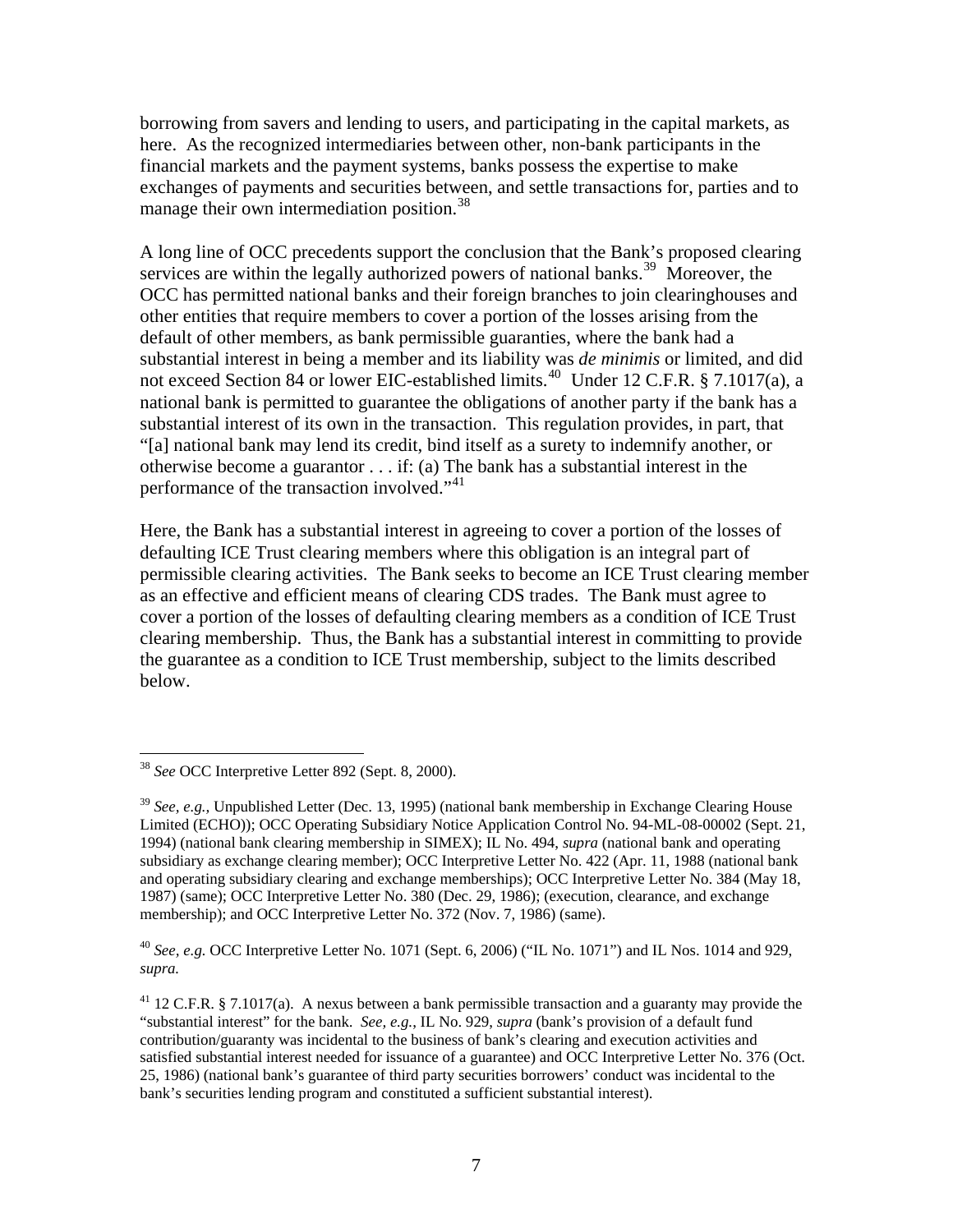borrowing from savers and lending to users, and participating in the capital markets, as here. As the recognized intermediaries between other, non-bank participants in the financial markets and the payment systems, banks possess the expertise to make exchanges of payments and securities between, and settle transactions for, parties and to manage their own intermediation position.[38]

A long line of OCC precedents support the conclusion that the Bank's proposed clearing services are within the legally authorized powers of national banks.[39] Moreover, the OCC has permitted national banks and their foreign branches to join clearinghouses and other entities that require members to cover a portion of the losses arising from the default of other members, as bank permissible guaranties, where the bank had a substantial interest in being a member and its liability was *de minimis* or limited, and did not exceed Section 84 or lower EIC-established limits.[40] Under 12 C.F.R. § 7.1017(a), a national bank is permitted to guarantee the obligations of another party if the bank has a substantial interest of its own in the transaction. This regulation provides, in part, that "[a] national bank may lend its credit, bind itself as a surety to indemnify another, or otherwise become a guarantor . . . if: (a) The bank has a substantial interest in the performance of the transaction involved."[41]

Here, the Bank has a substantial interest in agreeing to cover a portion of the losses of defaulting ICE Trust clearing members where this obligation is an integral part of permissible clearing activities. The Bank seeks to become an ICE Trust clearing member as an effective and efficient means of clearing CDS trades. The Bank must agree to cover a portion of the losses of defaulting clearing members as a condition of ICE Trust clearing membership. Thus, the Bank has a substantial interest in committing to provide the guarantee as a condition to ICE Trust membership, subject to the limits described below.

---

[38] *See* OCC Interpretive Letter 892 (Sept. 8, 2000).

[39] *See, e.g.,* Unpublished Letter (Dec. 13, 1995) (national bank membership in Exchange Clearing House Limited (ECHO)); OCC Operating Subsidiary Notice Application Control No. 94-ML-08-00002 (Sept. 21, 1994) (national bank clearing membership in SIMEX); IL No. 494, *supra* (national bank and operating subsidiary as exchange clearing member); OCC Interpretive Letter No. 422 (Apr. 11, 1988 (national bank and operating subsidiary clearing and exchange memberships); OCC Interpretive Letter No. 384 (May 18, 1987) (same); OCC Interpretive Letter No. 380 (Dec. 29, 1986); (execution, clearance, and exchange membership); and OCC Interpretive Letter No. 372 (Nov. 7, 1986) (same).

[40] *See, e.g.* OCC Interpretive Letter No. 1071 (Sept. 6, 2006) ("IL No. 1071") and IL Nos. 1014 and 929, *supra.*

[41] 12 C.F.R. § 7.1017(a). A nexus between a bank permissible transaction and a guaranty may provide the "substantial interest" for the bank. *See, e.g.,* IL No. 929, *supra* (bank's provision of a default fund contribution/guaranty was incidental to the business of bank's clearing and execution activities and satisfied substantial interest needed for issuance of a guarantee) and OCC Interpretive Letter No. 376 (Oct. 25, 1986) (national bank's guarantee of third party securities borrowers' conduct was incidental to the bank's securities lending program and constituted a sufficient substantial interest).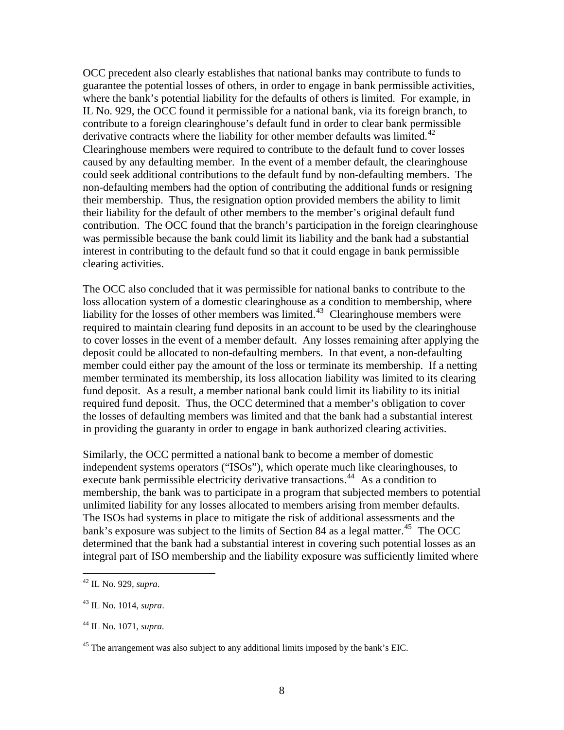OCC precedent also clearly establishes that national banks may contribute to funds to guarantee the potential losses of others, in order to engage in bank permissible activities, where the bank's potential liability for the defaults of others is limited. For example, in IL No. 929, the OCC found it permissible for a national bank, via its foreign branch, to contribute to a foreign clearinghouse's default fund in order to clear bank permissible derivative contracts where the liability for other member defaults was limited.[42] Clearinghouse members were required to contribute to the default fund to cover losses caused by any defaulting member. In the event of a member default, the clearinghouse could seek additional contributions to the default fund by non-defaulting members. The non-defaulting members had the option of contributing the additional funds or resigning their membership. Thus, the resignation option provided members the ability to limit their liability for the default of other members to the member's original default fund contribution. The OCC found that the branch's participation in the foreign clearinghouse was permissible because the bank could limit its liability and the bank had a substantial interest in contributing to the default fund so that it could engage in bank permissible clearing activities.

The OCC also concluded that it was permissible for national banks to contribute to the loss allocation system of a domestic clearinghouse as a condition to membership, where liability for the losses of other members was limited.[43] Clearinghouse members were required to maintain clearing fund deposits in an account to be used by the clearinghouse to cover losses in the event of a member default. Any losses remaining after applying the deposit could be allocated to non-defaulting members. In that event, a non-defaulting member could either pay the amount of the loss or terminate its membership. If a netting member terminated its membership, its loss allocation liability was limited to its clearing fund deposit. As a result, a member national bank could limit its liability to its initial required fund deposit. Thus, the OCC determined that a member's obligation to cover the losses of defaulting members was limited and that the bank had a substantial interest in providing the guaranty in order to engage in bank authorized clearing activities.

Similarly, the OCC permitted a national bank to become a member of domestic independent systems operators ("ISOs"), which operate much like clearinghouses, to execute bank permissible electricity derivative transactions.[44] As a condition to membership, the bank was to participate in a program that subjected members to potential unlimited liability for any losses allocated to members arising from member defaults. The ISOs had systems in place to mitigate the risk of additional assessments and the bank's exposure was subject to the limits of Section 84 as a legal matter.[45] The OCC determined that the bank had a substantial interest in covering such potential losses as an integral part of ISO membership and the liability exposure was sufficiently limited where

---

[42] IL No. 929, *supra*.

[43] IL No. 1014, *supra*.

[44] IL No. 1071, *supra.*

[45] The arrangement was also subject to any additional limits imposed by the bank's EIC.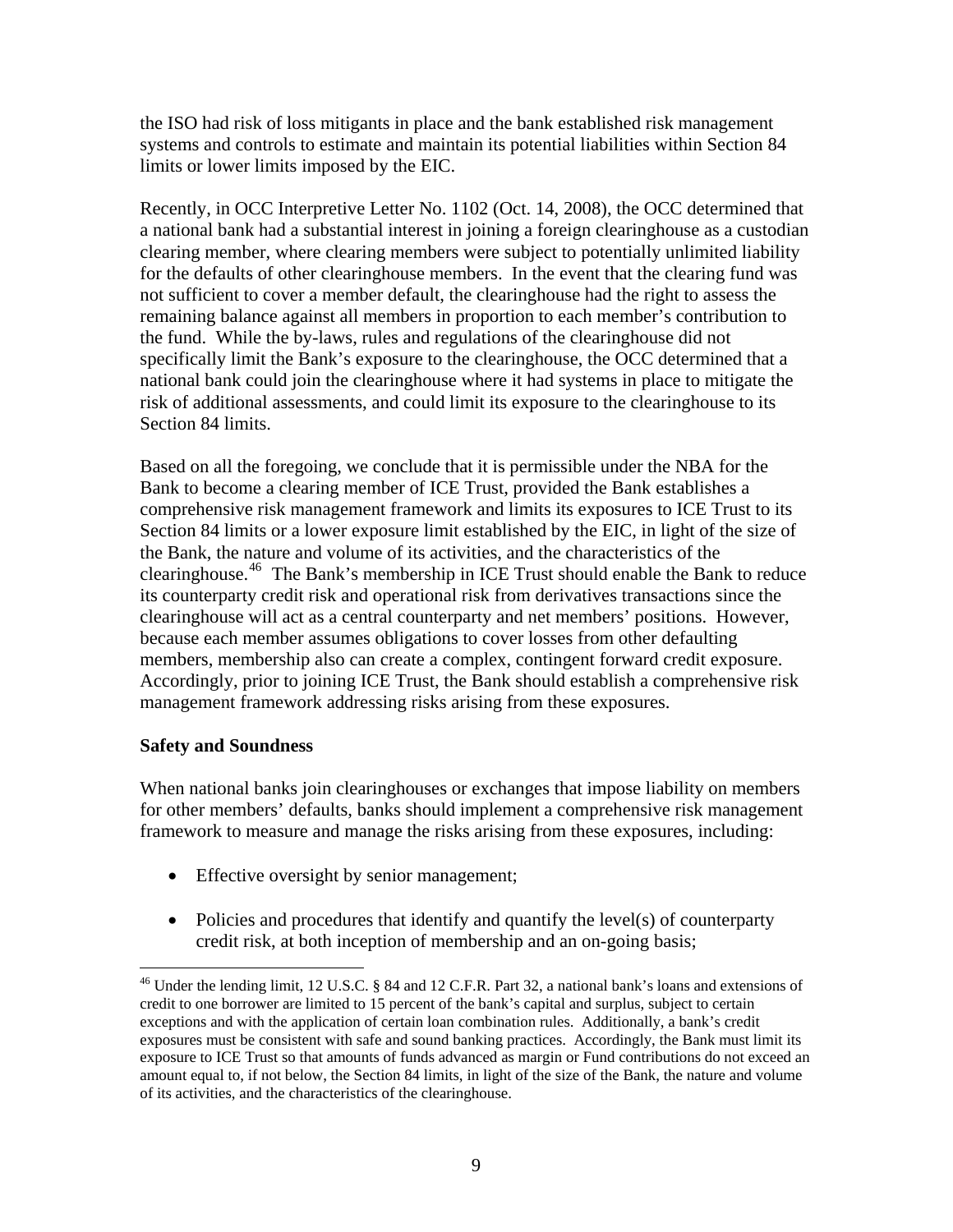the ISO had risk of loss mitigants in place and the bank established risk management systems and controls to estimate and maintain its potential liabilities within Section 84 limits or lower limits imposed by the EIC.

Recently, in OCC Interpretive Letter No. 1102 (Oct. 14, 2008), the OCC determined that a national bank had a substantial interest in joining a foreign clearinghouse as a custodian clearing member, where clearing members were subject to potentially unlimited liability for the defaults of other clearinghouse members. In the event that the clearing fund was not sufficient to cover a member default, the clearinghouse had the right to assess the remaining balance against all members in proportion to each member's contribution to the fund. While the by-laws, rules and regulations of the clearinghouse did not specifically limit the Bank's exposure to the clearinghouse, the OCC determined that a national bank could join the clearinghouse where it had systems in place to mitigate the risk of additional assessments, and could limit its exposure to the clearinghouse to its Section 84 limits.

Based on all the foregoing, we conclude that it is permissible under the NBA for the Bank to become a clearing member of ICE Trust, provided the Bank establishes a comprehensive risk management framework and limits its exposures to ICE Trust to its Section 84 limits or a lower exposure limit established by the EIC, in light of the size of the Bank, the nature and volume of its activities, and the characteristics of the clearinghouse.[46] The Bank's membership in ICE Trust should enable the Bank to reduce its counterparty credit risk and operational risk from derivatives transactions since the clearinghouse will act as a central counterparty and net members' positions. However, because each member assumes obligations to cover losses from other defaulting members, membership also can create a complex, contingent forward credit exposure. Accordingly, prior to joining ICE Trust, the Bank should establish a comprehensive risk management framework addressing risks arising from these exposures.

**Safety and Soundness**

When national banks join clearinghouses or exchanges that impose liability on members for other members' defaults, banks should implement a comprehensive risk management framework to measure and manage the risks arising from these exposures, including:

- Effective oversight by senior management;
- Policies and procedures that identify and quantify the level(s) of counterparty credit risk, at both inception of membership and an on-going basis;

[46] Under the lending limit, 12 U.S.C. § 84 and 12 C.F.R. Part 32, a national bank's loans and extensions of credit to one borrower are limited to 15 percent of the bank's capital and surplus, subject to certain exceptions and with the application of certain loan combination rules. Additionally, a bank's credit exposures must be consistent with safe and sound banking practices. Accordingly, the Bank must limit its exposure to ICE Trust so that amounts of funds advanced as margin or Fund contributions do not exceed an amount equal to, if not below, the Section 84 limits, in light of the size of the Bank, the nature and volume of its activities, and the characteristics of the clearinghouse.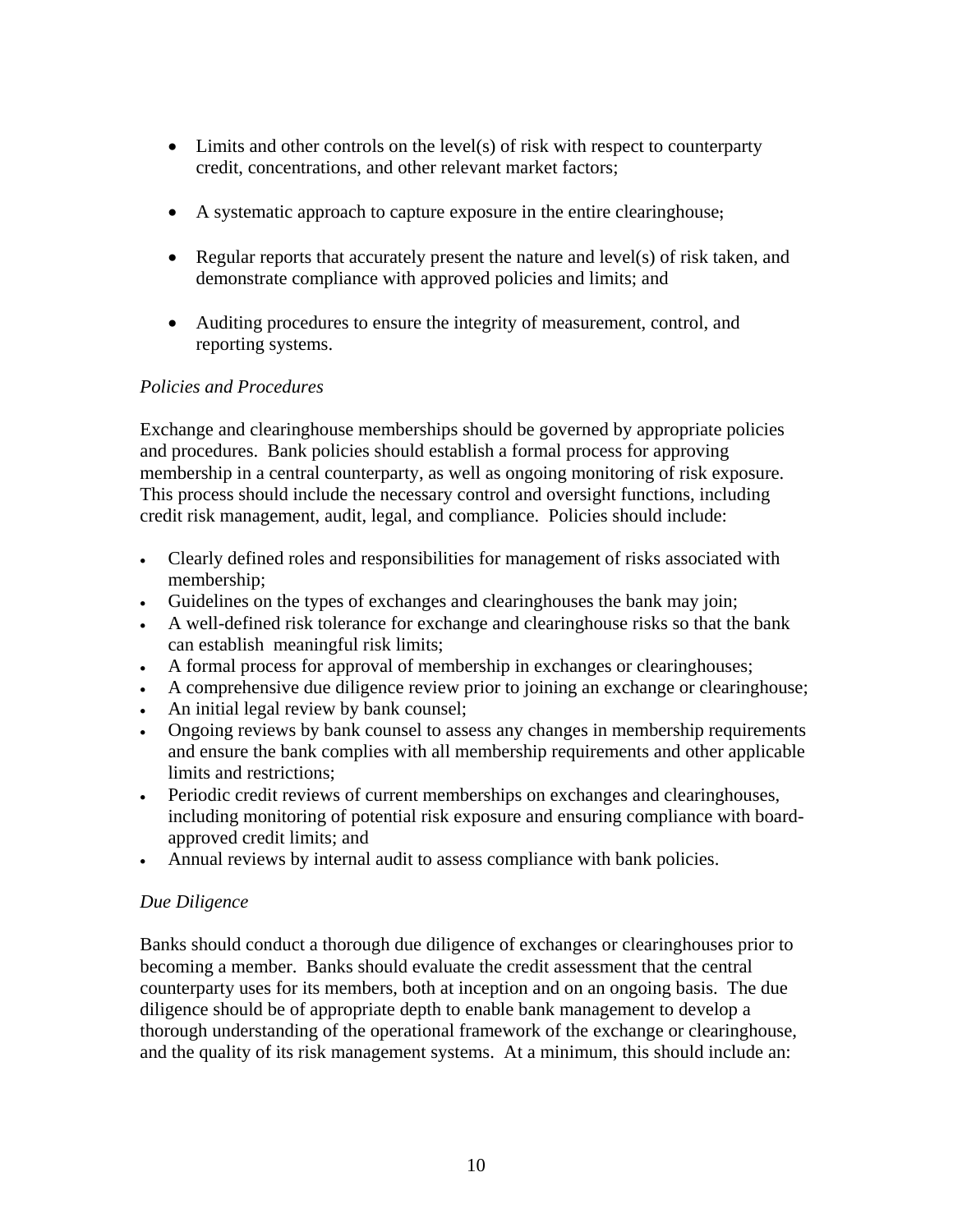- Limits and other controls on the level(s) of risk with respect to counterparty credit, concentrations, and other relevant market factors;

- A systematic approach to capture exposure in the entire clearinghouse;

- Regular reports that accurately present the nature and level(s) of risk taken, and demonstrate compliance with approved policies and limits; and

- Auditing procedures to ensure the integrity of measurement, control, and reporting systems.

*Policies and Procedures*

Exchange and clearinghouse memberships should be governed by appropriate policies and procedures. Bank policies should establish a formal process for approving membership in a central counterparty, as well as ongoing monitoring of risk exposure. This process should include the necessary control and oversight functions, including credit risk management, audit, legal, and compliance. Policies should include:

- Clearly defined roles and responsibilities for management of risks associated with membership;
- Guidelines on the types of exchanges and clearinghouses the bank may join;
- A well-defined risk tolerance for exchange and clearinghouse risks so that the bank can establish meaningful risk limits;
- A formal process for approval of membership in exchanges or clearinghouses;
- A comprehensive due diligence review prior to joining an exchange or clearinghouse;
- An initial legal review by bank counsel;
- Ongoing reviews by bank counsel to assess any changes in membership requirements and ensure the bank complies with all membership requirements and other applicable limits and restrictions;
- Periodic credit reviews of current memberships on exchanges and clearinghouses, including monitoring of potential risk exposure and ensuring compliance with board-approved credit limits; and
- Annual reviews by internal audit to assess compliance with bank policies.

*Due Diligence*

Banks should conduct a thorough due diligence of exchanges or clearinghouses prior to becoming a member. Banks should evaluate the credit assessment that the central counterparty uses for its members, both at inception and on an ongoing basis. The due diligence should be of appropriate depth to enable bank management to develop a thorough understanding of the operational framework of the exchange or clearinghouse, and the quality of its risk management systems. At a minimum, this should include an: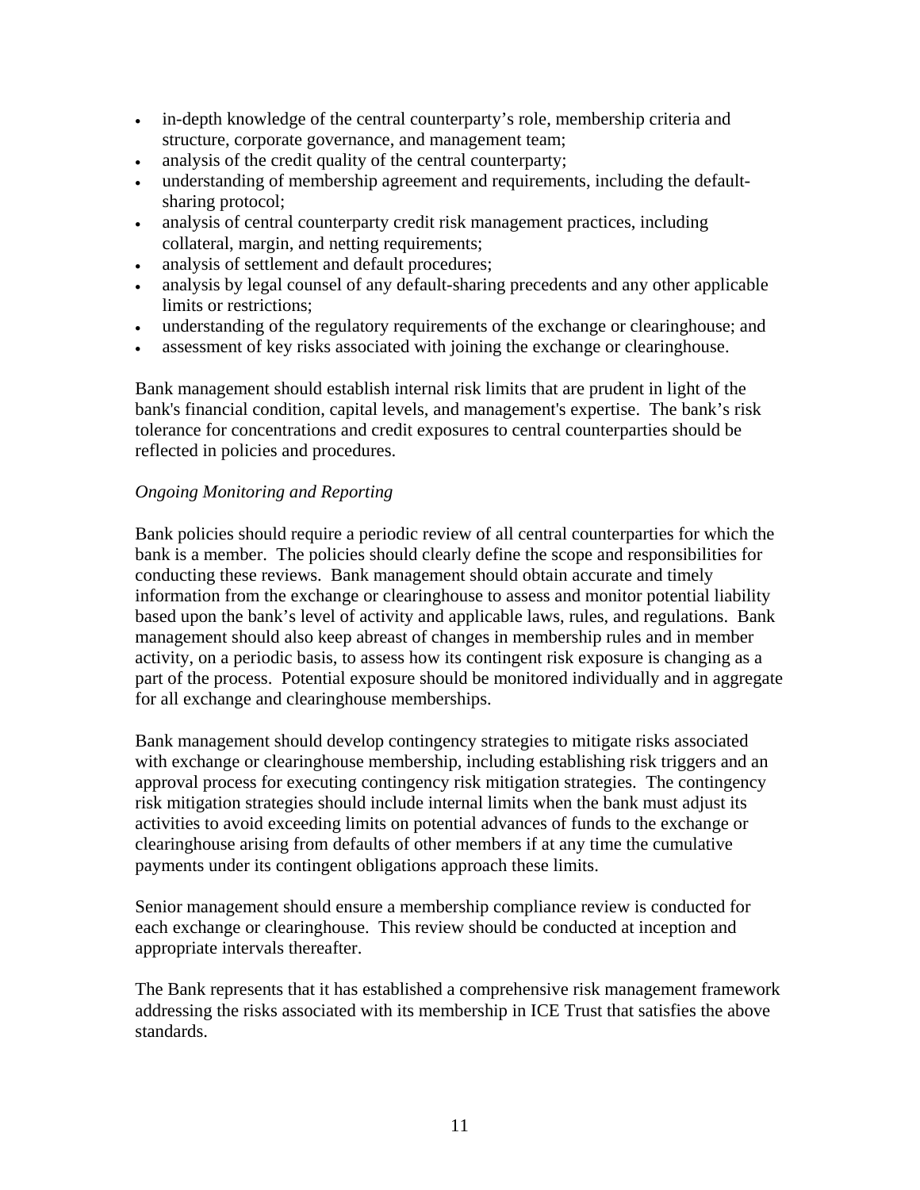- in-depth knowledge of the central counterparty's role, membership criteria and structure, corporate governance, and management team;
- analysis of the credit quality of the central counterparty;
- understanding of membership agreement and requirements, including the default-sharing protocol;
- analysis of central counterparty credit risk management practices, including collateral, margin, and netting requirements;
- analysis of settlement and default procedures;
- analysis by legal counsel of any default-sharing precedents and any other applicable limits or restrictions;
- understanding of the regulatory requirements of the exchange or clearinghouse; and
- assessment of key risks associated with joining the exchange or clearinghouse.

Bank management should establish internal risk limits that are prudent in light of the bank's financial condition, capital levels, and management's expertise. The bank's risk tolerance for concentrations and credit exposures to central counterparties should be reflected in policies and procedures.

*Ongoing Monitoring and Reporting*

Bank policies should require a periodic review of all central counterparties for which the bank is a member. The policies should clearly define the scope and responsibilities for conducting these reviews. Bank management should obtain accurate and timely information from the exchange or clearinghouse to assess and monitor potential liability based upon the bank's level of activity and applicable laws, rules, and regulations. Bank management should also keep abreast of changes in membership rules and in member activity, on a periodic basis, to assess how its contingent risk exposure is changing as a part of the process. Potential exposure should be monitored individually and in aggregate for all exchange and clearinghouse memberships.

Bank management should develop contingency strategies to mitigate risks associated with exchange or clearinghouse membership, including establishing risk triggers and an approval process for executing contingency risk mitigation strategies. The contingency risk mitigation strategies should include internal limits when the bank must adjust its activities to avoid exceeding limits on potential advances of funds to the exchange or clearinghouse arising from defaults of other members if at any time the cumulative payments under its contingent obligations approach these limits.

Senior management should ensure a membership compliance review is conducted for each exchange or clearinghouse. This review should be conducted at inception and appropriate intervals thereafter.

The Bank represents that it has established a comprehensive risk management framework addressing the risks associated with its membership in ICE Trust that satisfies the above standards.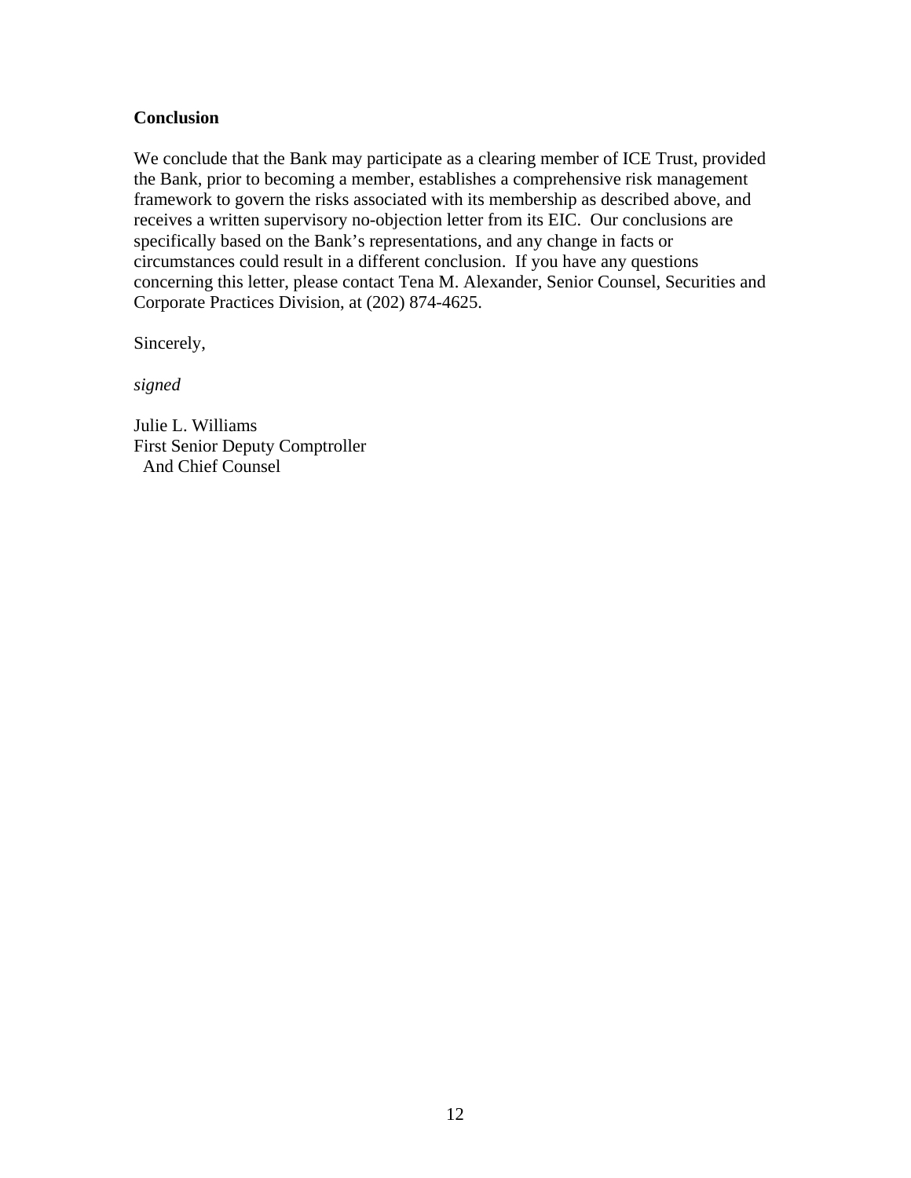**Conclusion**

We conclude that the Bank may participate as a clearing member of ICE Trust, provided the Bank, prior to becoming a member, establishes a comprehensive risk management framework to govern the risks associated with its membership as described above, and receives a written supervisory no-objection letter from its EIC. Our conclusions are specifically based on the Bank's representations, and any change in facts or circumstances could result in a different conclusion. If you have any questions concerning this letter, please contact Tena M. Alexander, Senior Counsel, Securities and Corporate Practices Division, at (202) 874-4625.

Sincerely,

*signed*

Julie L. Williams
First Senior Deputy Comptroller
And Chief Counsel